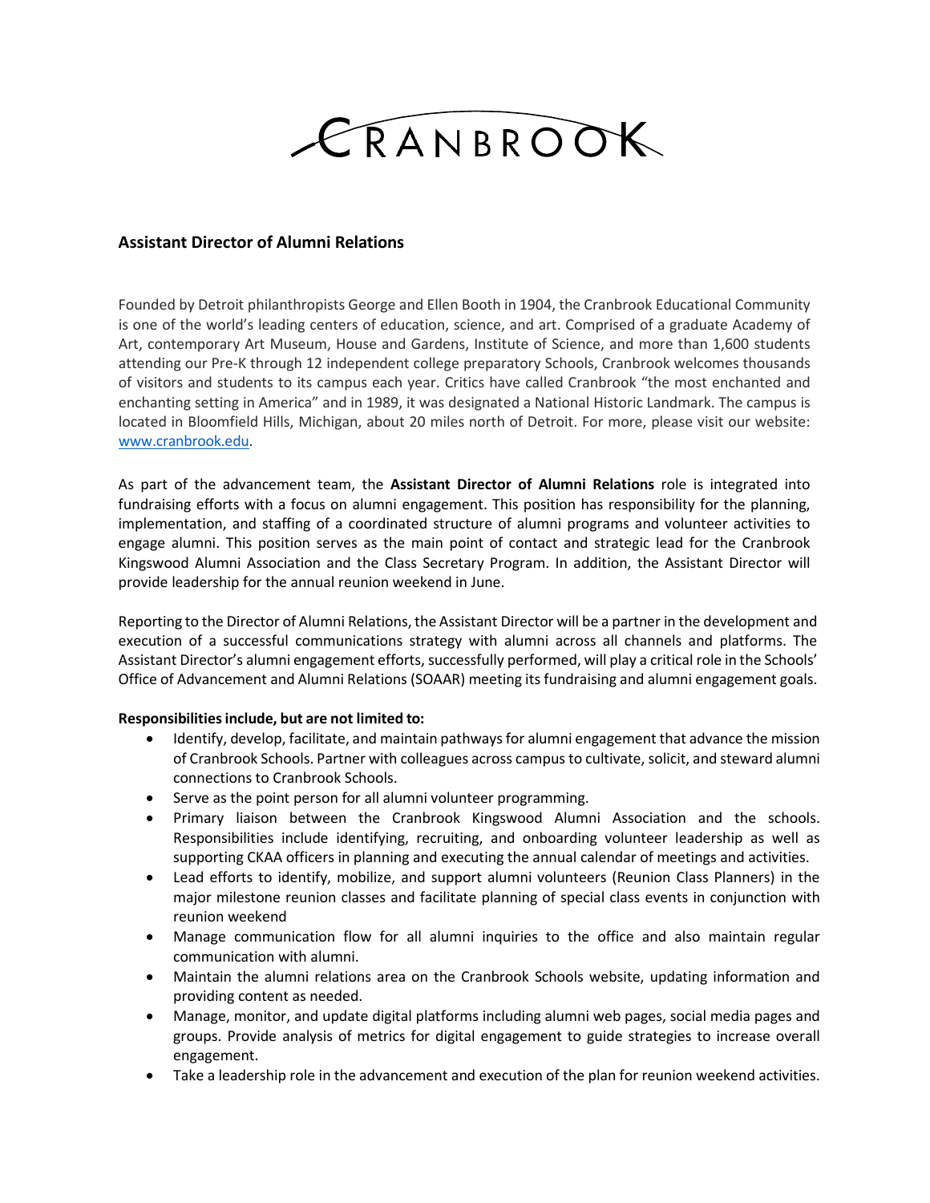# CRANBROOK

## Assistant Director of Alumni Relations

Founded by Detroit philanthropists George and Ellen Booth in 1904, the Cranbrook Educational Community is one of the world's leading centers of education, science, and art. Comprised of a graduate Academy of Art, contemporary Art Museum, House and Gardens, Institute of Science, and more than 1,600 students attending our Pre-K through 12 independent college preparatory Schools, Cranbrook welcomes thousands of visitors and students to its campus each year. Critics have called Cranbrook "the most enchanted and enchanting setting in America" and in 1989, it was designated a National Historic Landmark. The campus is located in Bloomfield Hills, Michigan, about 20 miles north of Detroit. For more, please visit our website: www.cranbrook.edu.

As part of the advancement team, the **Assistant Director of Alumni Relations** role is integrated into fundraising efforts with a focus on alumni engagement. This position has responsibility for the planning, implementation, and staffing of a coordinated structure of alumni programs and volunteer activities to engage alumni. This position serves as the main point of contact and strategic lead for the Cranbrook Kingswood Alumni Association and the Class Secretary Program. In addition, the Assistant Director will provide leadership for the annual reunion weekend in June.

Reporting to the Director of Alumni Relations, the Assistant Director will be a partner in the development and execution of a successful communications strategy with alumni across all channels and platforms. The Assistant Director's alumni engagement efforts, successfully performed, will play a critical role in the Schools' Office of Advancement and Alumni Relations (SOAAR) meeting its fundraising and alumni engagement goals.

**Responsibilities include, but are not limited to:**

- Identify, develop, facilitate, and maintain pathways for alumni engagement that advance the mission of Cranbrook Schools. Partner with colleagues across campus to cultivate, solicit, and steward alumni connections to Cranbrook Schools.
- Serve as the point person for all alumni volunteer programming.
- Primary liaison between the Cranbrook Kingswood Alumni Association and the schools. Responsibilities include identifying, recruiting, and onboarding volunteer leadership as well as supporting CKAA officers in planning and executing the annual calendar of meetings and activities.
- Lead efforts to identify, mobilize, and support alumni volunteers (Reunion Class Planners) in the major milestone reunion classes and facilitate planning of special class events in conjunction with reunion weekend
- Manage communication flow for all alumni inquiries to the office and also maintain regular communication with alumni.
- Maintain the alumni relations area on the Cranbrook Schools website, updating information and providing content as needed.
- Manage, monitor, and update digital platforms including alumni web pages, social media pages and groups. Provide analysis of metrics for digital engagement to guide strategies to increase overall engagement.
- Take a leadership role in the advancement and execution of the plan for reunion weekend activities.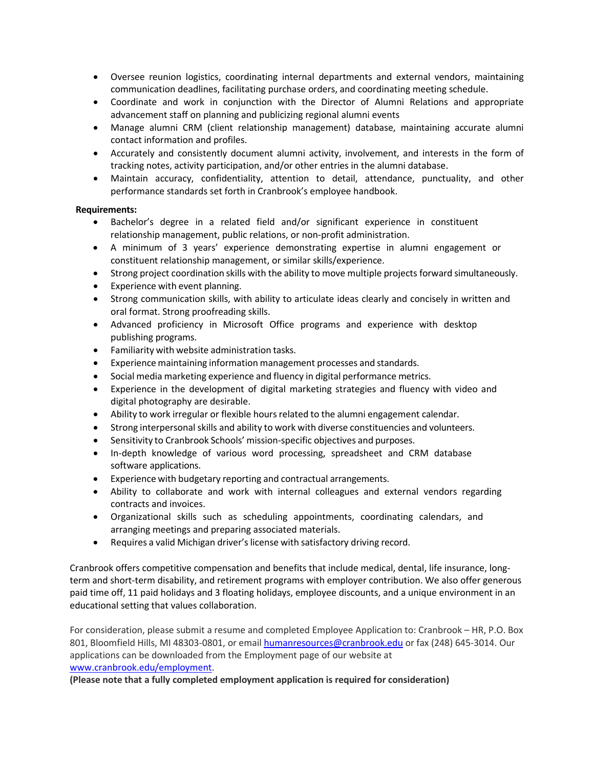- Oversee reunion logistics, coordinating internal departments and external vendors, maintaining communication deadlines, facilitating purchase orders, and coordinating meeting schedule.
- Coordinate and work in conjunction with the Director of Alumni Relations and appropriate advancement staff on planning and publicizing regional alumni events
- Manage alumni CRM (client relationship management) database, maintaining accurate alumni contact information and profiles.
- Accurately and consistently document alumni activity, involvement, and interests in the form of tracking notes, activity participation, and/or other entries in the alumni database.
- Maintain accuracy, confidentiality, attention to detail, attendance, punctuality, and other performance standards set forth in Cranbrook's employee handbook.

**Requirements:**

- Bachelor's degree in a related field and/or significant experience in constituent relationship management, public relations, or non-profit administration.
- A minimum of 3 years' experience demonstrating expertise in alumni engagement or constituent relationship management, or similar skills/experience.
- Strong project coordination skills with the ability to move multiple projects forward simultaneously.
- Experience with event planning.
- Strong communication skills, with ability to articulate ideas clearly and concisely in written and oral format. Strong proofreading skills.
- Advanced proficiency in Microsoft Office programs and experience with desktop publishing programs.
- Familiarity with website administration tasks.
- Experience maintaining information management processes and standards.
- Social media marketing experience and fluency in digital performance metrics.
- Experience in the development of digital marketing strategies and fluency with video and digital photography are desirable.
- Ability to work irregular or flexible hours related to the alumni engagement calendar.
- Strong interpersonal skills and ability to work with diverse constituencies and volunteers.
- Sensitivity to Cranbrook Schools' mission-specific objectives and purposes.
- In-depth knowledge of various word processing, spreadsheet and CRM database software applications.
- Experience with budgetary reporting and contractual arrangements.
- Ability to collaborate and work with internal colleagues and external vendors regarding contracts and invoices.
- Organizational skills such as scheduling appointments, coordinating calendars, and arranging meetings and preparing associated materials.
- Requires a valid Michigan driver's license with satisfactory driving record.

Cranbrook offers competitive compensation and benefits that include medical, dental, life insurance, long-term and short-term disability, and retirement programs with employer contribution. We also offer generous paid time off, 11 paid holidays and 3 floating holidays, employee discounts, and a unique environment in an educational setting that values collaboration.

For consideration, please submit a resume and completed Employee Application to: Cranbrook – HR, P.O. Box 801, Bloomfield Hills, MI 48303-0801, or email [humanresources@cranbrook.edu](mailto:humanresources@cranbrook.edu) or fax (248) 645-3014. Our applications can be downloaded from the Employment page of our website at [www.cranbrook.edu/employment](http://www.cranbrook.edu/employment).

**(Please note that a fully completed employment application is required for consideration)**